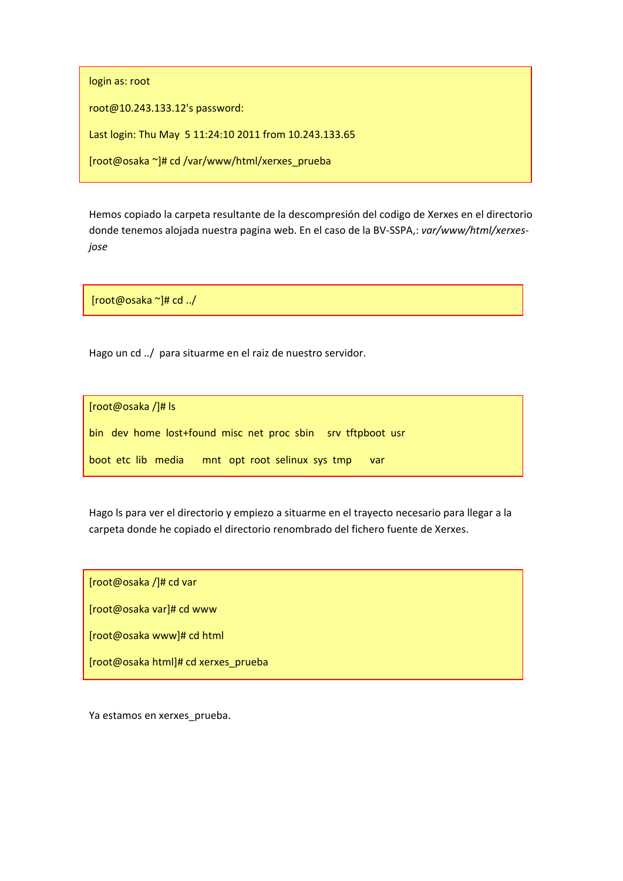```
login as: root

root@10.243.133.12's password:

Last login: Thu May  5 11:24:10 2011 from 10.243.133.65

[root@osaka ~]# cd /var/www/html/xerxes_prueba
```

Hemos copiado la carpeta resultante de la descompresión del codigo de Xerxes en el directorio donde tenemos alojada nuestra pagina web. En el caso de la BV-SSPA,: *var/www/html/xerxes-jose*

```
[root@osaka ~]# cd ../
```

Hago un cd ../  para situarme en el raiz de nuestro servidor.

```
[root@osaka /]# ls

bin  dev  home  lost+found  misc  net  proc  sbin   srv  tftpboot  usr

boot  etc  lib  media    mnt  opt  root  selinux  sys  tmp    var
```

Hago ls para ver el directorio y empiezo a situarme en el trayecto necesario para llegar a la carpeta donde he copiado el directorio renombrado del fichero fuente de Xerxes.

```
[root@osaka /]# cd var

[root@osaka var]# cd www

[root@osaka www]# cd html

[root@osaka html]# cd xerxes_prueba
```

Ya estamos en xerxes_prueba.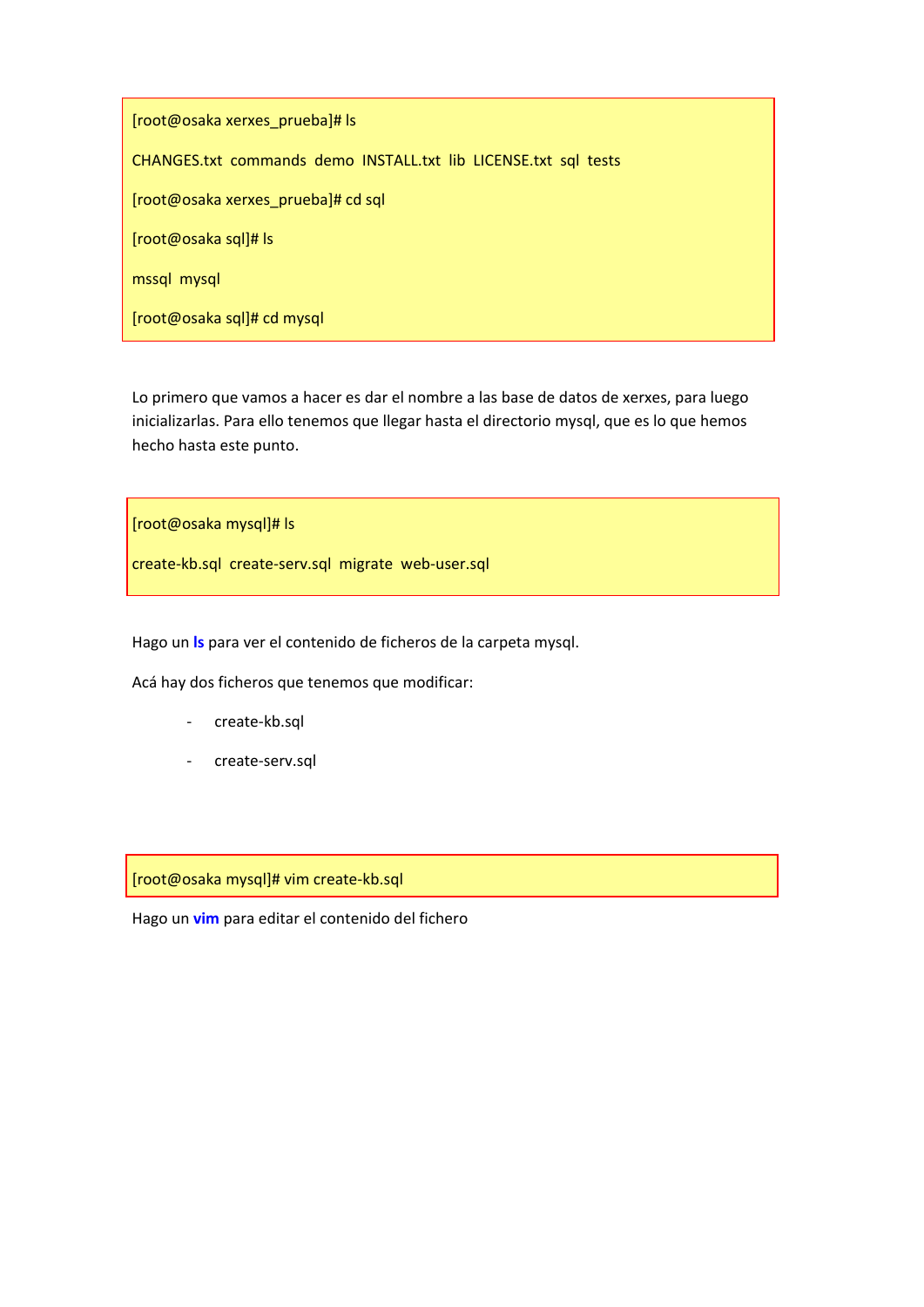```
[root@osaka xerxes_prueba]# ls

CHANGES.txt  commands  demo  INSTALL.txt  lib  LICENSE.txt  sql  tests

[root@osaka xerxes_prueba]# cd sql

[root@osaka sql]# ls

mssql  mysql

[root@osaka sql]# cd mysql
```

Lo primero que vamos a hacer es dar el nombre a las base de datos de xerxes, para luego inicializarlas. Para ello tenemos que llegar hasta el directorio mysql, que es lo que hemos hecho hasta este punto.

```
[root@osaka mysql]# ls

create-kb.sql  create-serv.sql  migrate  web-user.sql
```

Hago un **ls** para ver el contenido de ficheros de la carpeta mysql.

Acá hay dos ficheros que tenemos que modificar:

- create-kb.sql
- create-serv.sql

```
[root@osaka mysql]# vim create-kb.sql
```

Hago un **vim** para editar el contenido del fichero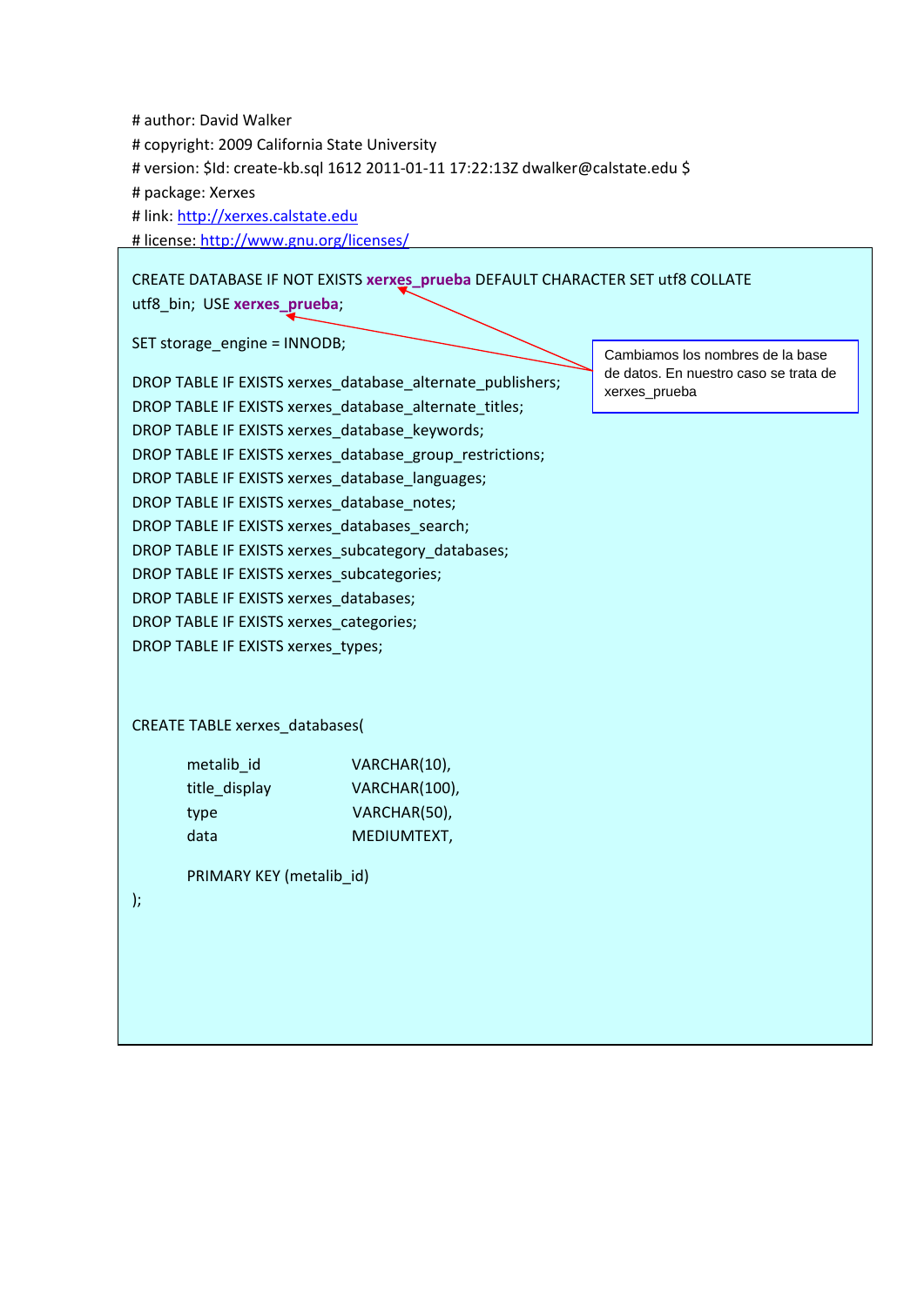```
# author: David Walker
# copyright: 2009 California State University
# version: $Id: create-kb.sql 1612 2011-01-11 17:22:13Z dwalker@calstate.edu $
# package: Xerxes
# link: http://xerxes.calstate.edu
# license: http://www.gnu.org/licenses/
```

```
CREATE DATABASE IF NOT EXISTS xerxes_prueba DEFAULT CHARACTER SET utf8 COLLATE
utf8_bin;  USE xerxes_prueba;

SET storage_engine = INNODB;

DROP TABLE IF EXISTS xerxes_database_alternate_publishers;
DROP TABLE IF EXISTS xerxes_database_alternate_titles;
DROP TABLE IF EXISTS xerxes_database_keywords;
DROP TABLE IF EXISTS xerxes_database_group_restrictions;
DROP TABLE IF EXISTS xerxes_database_languages;
DROP TABLE IF EXISTS xerxes_database_notes;
DROP TABLE IF EXISTS xerxes_databases_search;
DROP TABLE IF EXISTS xerxes_subcategory_databases;
DROP TABLE IF EXISTS xerxes_subcategories;
DROP TABLE IF EXISTS xerxes_databases;
DROP TABLE IF EXISTS xerxes_categories;
DROP TABLE IF EXISTS xerxes_types;


CREATE TABLE xerxes_databases(

        metalib_id              VARCHAR(10),
        title_display           VARCHAR(100),
        type                    VARCHAR(50),
        data                    MEDIUMTEXT,

        PRIMARY KEY (metalib_id)
);
```

Cambiamos los nombres de la base de datos. En nuestro caso se trata de xerxes_prueba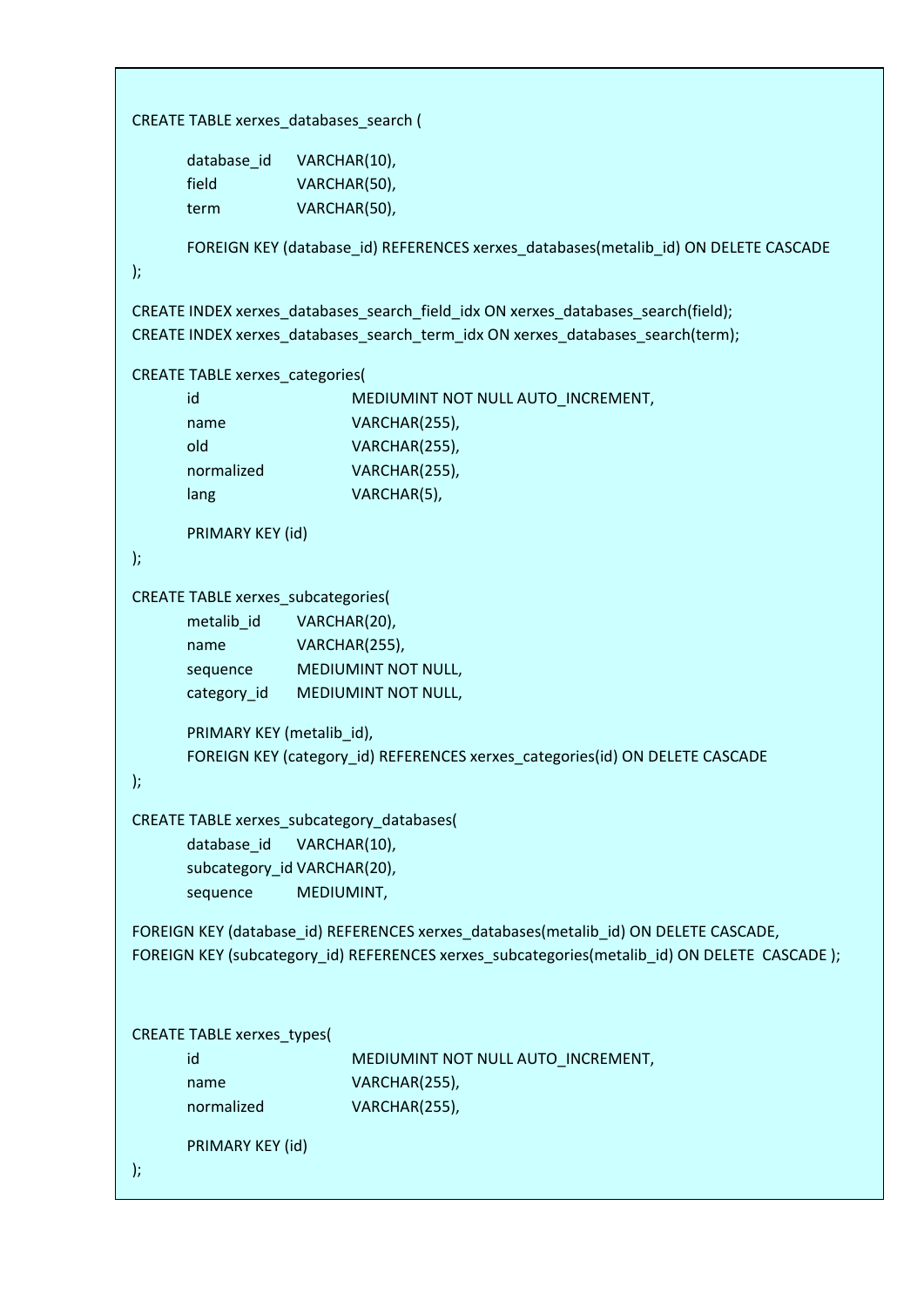```sql
CREATE TABLE xerxes_databases_search (

        database_id     VARCHAR(10),
        field           VARCHAR(50),
        term            VARCHAR(50),

        FOREIGN KEY (database_id) REFERENCES xerxes_databases(metalib_id) ON DELETE CASCADE
);

CREATE INDEX xerxes_databases_search_field_idx ON xerxes_databases_search(field);
CREATE INDEX xerxes_databases_search_term_idx ON xerxes_databases_search(term);

CREATE TABLE xerxes_categories(
        id                      MEDIUMINT NOT NULL AUTO_INCREMENT,
        name                    VARCHAR(255),
        old                     VARCHAR(255),
        normalized              VARCHAR(255),
        lang                    VARCHAR(5),

        PRIMARY KEY (id)
);

CREATE TABLE xerxes_subcategories(
        metalib_id      VARCHAR(20),
        name            VARCHAR(255),
        sequence        MEDIUMINT NOT NULL,
        category_id     MEDIUMINT NOT NULL,

        PRIMARY KEY (metalib_id),
        FOREIGN KEY (category_id) REFERENCES xerxes_categories(id) ON DELETE CASCADE
);

CREATE TABLE xerxes_subcategory_databases(
        database_id     VARCHAR(10),
        subcategory_id VARCHAR(20),
        sequence        MEDIUMINT,

FOREIGN KEY (database_id) REFERENCES xerxes_databases(metalib_id) ON DELETE CASCADE,
FOREIGN KEY (subcategory_id) REFERENCES xerxes_subcategories(metalib_id) ON DELETE  CASCADE );


CREATE TABLE xerxes_types(
        id                      MEDIUMINT NOT NULL AUTO_INCREMENT,
        name                    VARCHAR(255),
        normalized              VARCHAR(255),

        PRIMARY KEY (id)
);
```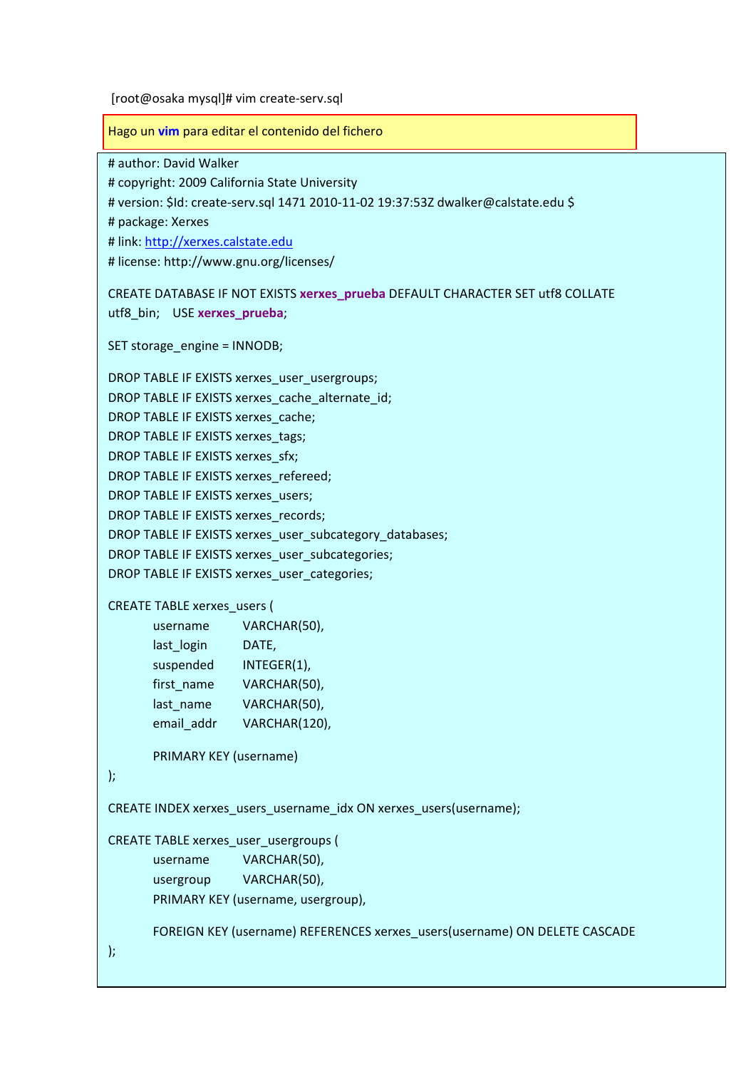[root@osaka mysql]# vim create-serv.sql

Hago un **vim** para editar el contenido del fichero

```
# author: David Walker
# copyright: 2009 California State University
# version: $Id: create-serv.sql 1471 2010-11-02 19:37:53Z dwalker@calstate.edu $
# package: Xerxes
# link: http://xerxes.calstate.edu
# license: http://www.gnu.org/licenses/

CREATE DATABASE IF NOT EXISTS xerxes_prueba DEFAULT CHARACTER SET utf8 COLLATE
utf8_bin;    USE xerxes_prueba;

SET storage_engine = INNODB;

DROP TABLE IF EXISTS xerxes_user_usergroups;
DROP TABLE IF EXISTS xerxes_cache_alternate_id;
DROP TABLE IF EXISTS xerxes_cache;
DROP TABLE IF EXISTS xerxes_tags;
DROP TABLE IF EXISTS xerxes_sfx;
DROP TABLE IF EXISTS xerxes_refereed;
DROP TABLE IF EXISTS xerxes_users;
DROP TABLE IF EXISTS xerxes_records;
DROP TABLE IF EXISTS xerxes_user_subcategory_databases;
DROP TABLE IF EXISTS xerxes_user_subcategories;
DROP TABLE IF EXISTS xerxes_user_categories;

CREATE TABLE xerxes_users (
        username        VARCHAR(50),
        last_login      DATE,
        suspended       INTEGER(1),
        first_name      VARCHAR(50),
        last_name       VARCHAR(50),
        email_addr      VARCHAR(120),

        PRIMARY KEY (username)
);

CREATE INDEX xerxes_users_username_idx ON xerxes_users(username);

CREATE TABLE xerxes_user_usergroups (
        username        VARCHAR(50),
        usergroup       VARCHAR(50),
        PRIMARY KEY (username, usergroup),

        FOREIGN KEY (username) REFERENCES xerxes_users(username) ON DELETE CASCADE
);
```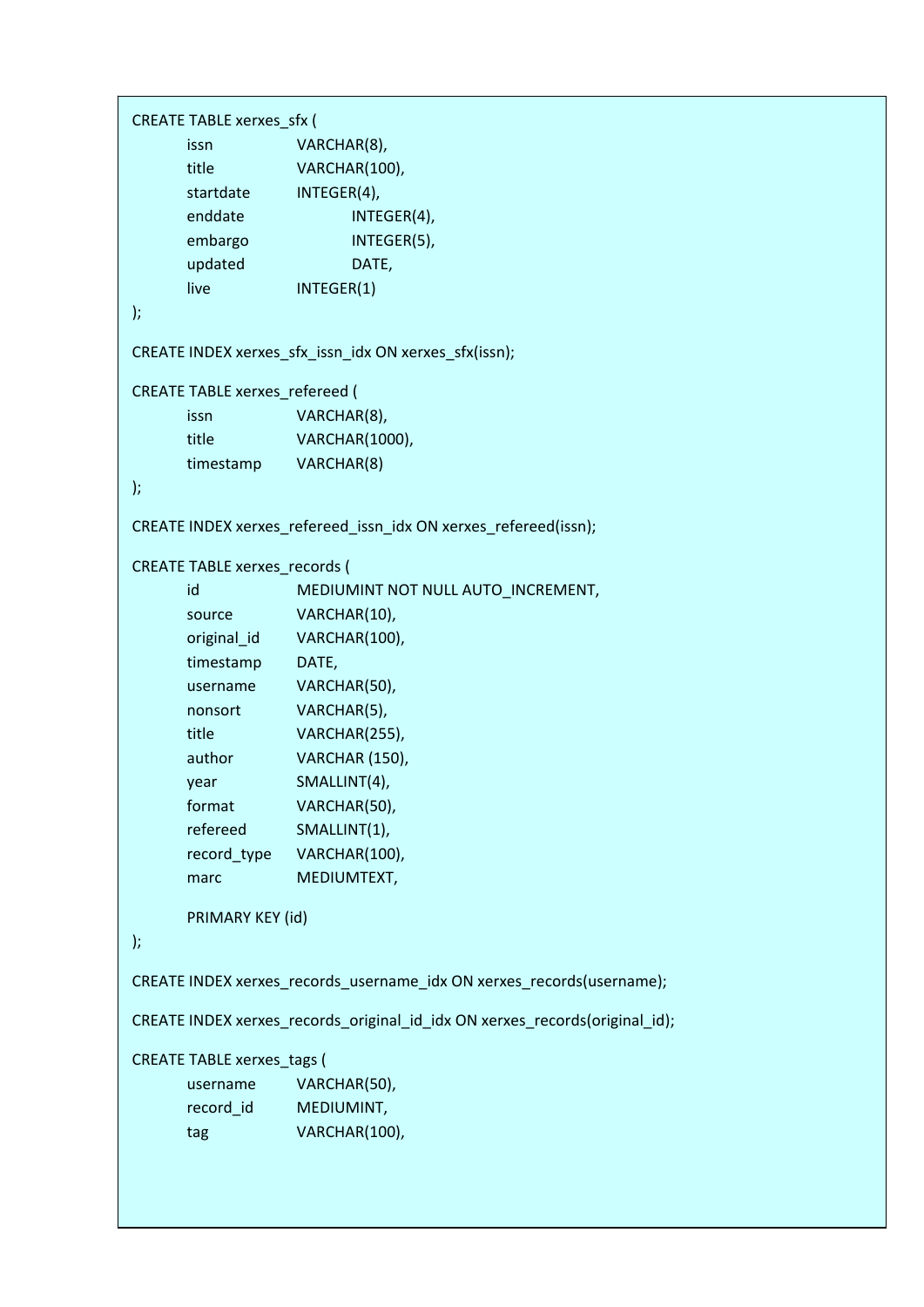```
CREATE TABLE xerxes_sfx (
	issn		VARCHAR(8),
	title		VARCHAR(100),
	startdate	INTEGER(4),
	enddate			INTEGER(4),
	embargo			INTEGER(5),
	updated			DATE,
	live		INTEGER(1)
);

CREATE INDEX xerxes_sfx_issn_idx ON xerxes_sfx(issn);

CREATE TABLE xerxes_refereed (
	issn		VARCHAR(8),
	title		VARCHAR(1000),
	timestamp	VARCHAR(8)
);

CREATE INDEX xerxes_refereed_issn_idx ON xerxes_refereed(issn);

CREATE TABLE xerxes_records (
	id		MEDIUMINT NOT NULL AUTO_INCREMENT,
	source		VARCHAR(10),
	original_id	VARCHAR(100),
	timestamp	DATE,
	username	VARCHAR(50),
	nonsort		VARCHAR(5),
	title		VARCHAR(255),
	author		VARCHAR (150),
	year		SMALLINT(4),
	format		VARCHAR(50),
	refereed	SMALLINT(1),
	record_type	VARCHAR(100),
	marc		MEDIUMTEXT,

	PRIMARY KEY (id)
);

CREATE INDEX xerxes_records_username_idx ON xerxes_records(username);

CREATE INDEX xerxes_records_original_id_idx ON xerxes_records(original_id);

CREATE TABLE xerxes_tags (
	username	VARCHAR(50),
	record_id	MEDIUMINT,
	tag		VARCHAR(100),
```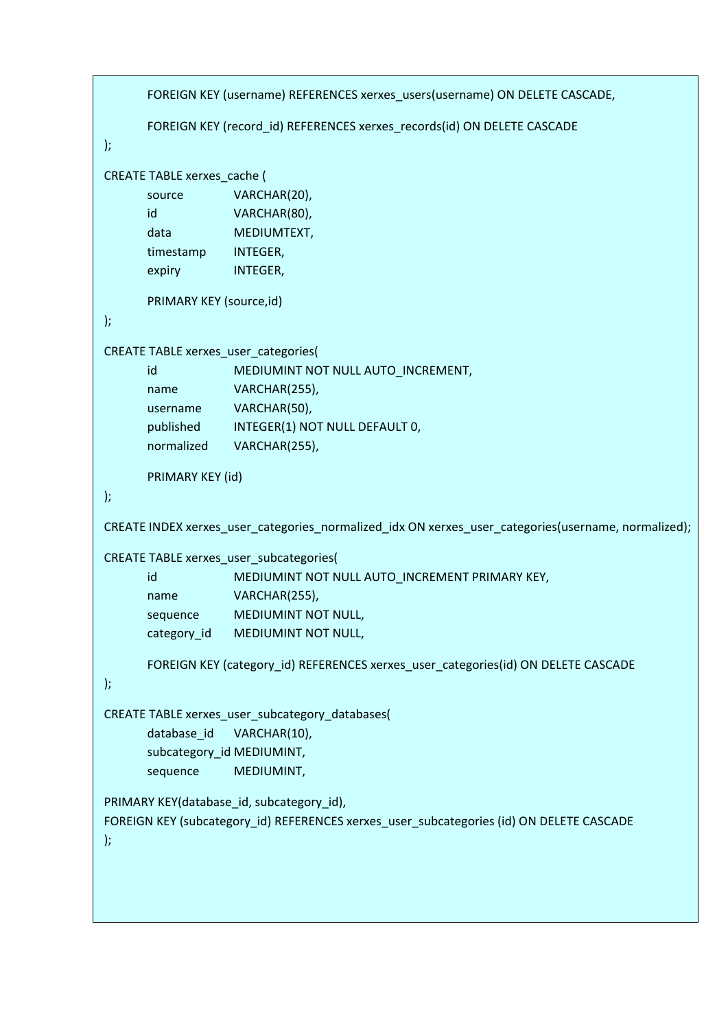```
	FOREIGN KEY (username) REFERENCES xerxes_users(username) ON DELETE CASCADE,

	FOREIGN KEY (record_id) REFERENCES xerxes_records(id) ON DELETE CASCADE
);

CREATE TABLE xerxes_cache (
	source		VARCHAR(20),
	id		VARCHAR(80),
	data		MEDIUMTEXT,
	timestamp	INTEGER,
	expiry		INTEGER,

	PRIMARY KEY (source,id)
);

CREATE TABLE xerxes_user_categories(
	id		MEDIUMINT NOT NULL AUTO_INCREMENT,
	name		VARCHAR(255),
	username	VARCHAR(50),
	published	INTEGER(1) NOT NULL DEFAULT 0,
	normalized	VARCHAR(255),

	PRIMARY KEY (id)
);

CREATE INDEX xerxes_user_categories_normalized_idx ON xerxes_user_categories(username, normalized);

CREATE TABLE xerxes_user_subcategories(
	id		MEDIUMINT NOT NULL AUTO_INCREMENT PRIMARY KEY,
	name		VARCHAR(255),
	sequence	MEDIUMINT NOT NULL,
	category_id	MEDIUMINT NOT NULL,

	FOREIGN KEY (category_id) REFERENCES xerxes_user_categories(id) ON DELETE CASCADE
);

CREATE TABLE xerxes_user_subcategory_databases(
	database_id	VARCHAR(10),
	subcategory_id MEDIUMINT,
	sequence	MEDIUMINT,

PRIMARY KEY(database_id, subcategory_id),
FOREIGN KEY (subcategory_id) REFERENCES xerxes_user_subcategories (id) ON DELETE CASCADE
);
```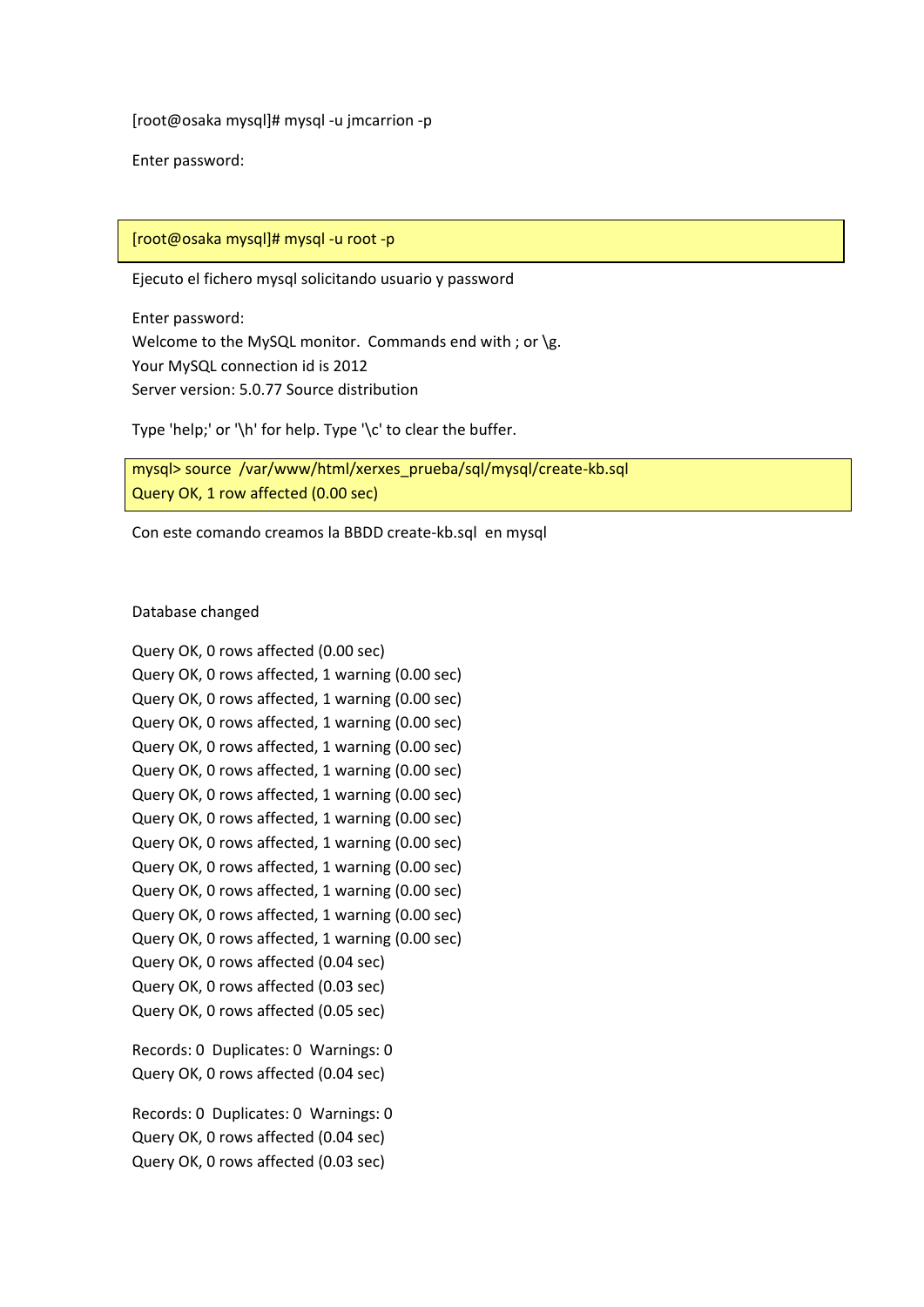[root@osaka mysql]# mysql -u jmcarrion -p

Enter password:

```
[root@osaka mysql]# mysql -u root -p
```

Ejecuto el fichero mysql solicitando usuario y password

Enter password:
Welcome to the MySQL monitor.  Commands end with ; or \g.
Your MySQL connection id is 2012
Server version: 5.0.77 Source distribution

Type 'help;' or '\h' for help. Type '\c' to clear the buffer.

```
mysql> source  /var/www/html/xerxes_prueba/sql/mysql/create-kb.sql
Query OK, 1 row affected (0.00 sec)
```

Con este comando creamos la BBDD create-kb.sql  en mysql

Database changed

Query OK, 0 rows affected (0.00 sec)
Query OK, 0 rows affected, 1 warning (0.00 sec)
Query OK, 0 rows affected, 1 warning (0.00 sec)
Query OK, 0 rows affected, 1 warning (0.00 sec)
Query OK, 0 rows affected, 1 warning (0.00 sec)
Query OK, 0 rows affected, 1 warning (0.00 sec)
Query OK, 0 rows affected, 1 warning (0.00 sec)
Query OK, 0 rows affected, 1 warning (0.00 sec)
Query OK, 0 rows affected, 1 warning (0.00 sec)
Query OK, 0 rows affected, 1 warning (0.00 sec)
Query OK, 0 rows affected, 1 warning (0.00 sec)
Query OK, 0 rows affected, 1 warning (0.00 sec)
Query OK, 0 rows affected, 1 warning (0.00 sec)
Query OK, 0 rows affected (0.04 sec)
Query OK, 0 rows affected (0.03 sec)
Query OK, 0 rows affected (0.05 sec)

Records: 0  Duplicates: 0  Warnings: 0
Query OK, 0 rows affected (0.04 sec)

Records: 0  Duplicates: 0  Warnings: 0
Query OK, 0 rows affected (0.04 sec)
Query OK, 0 rows affected (0.03 sec)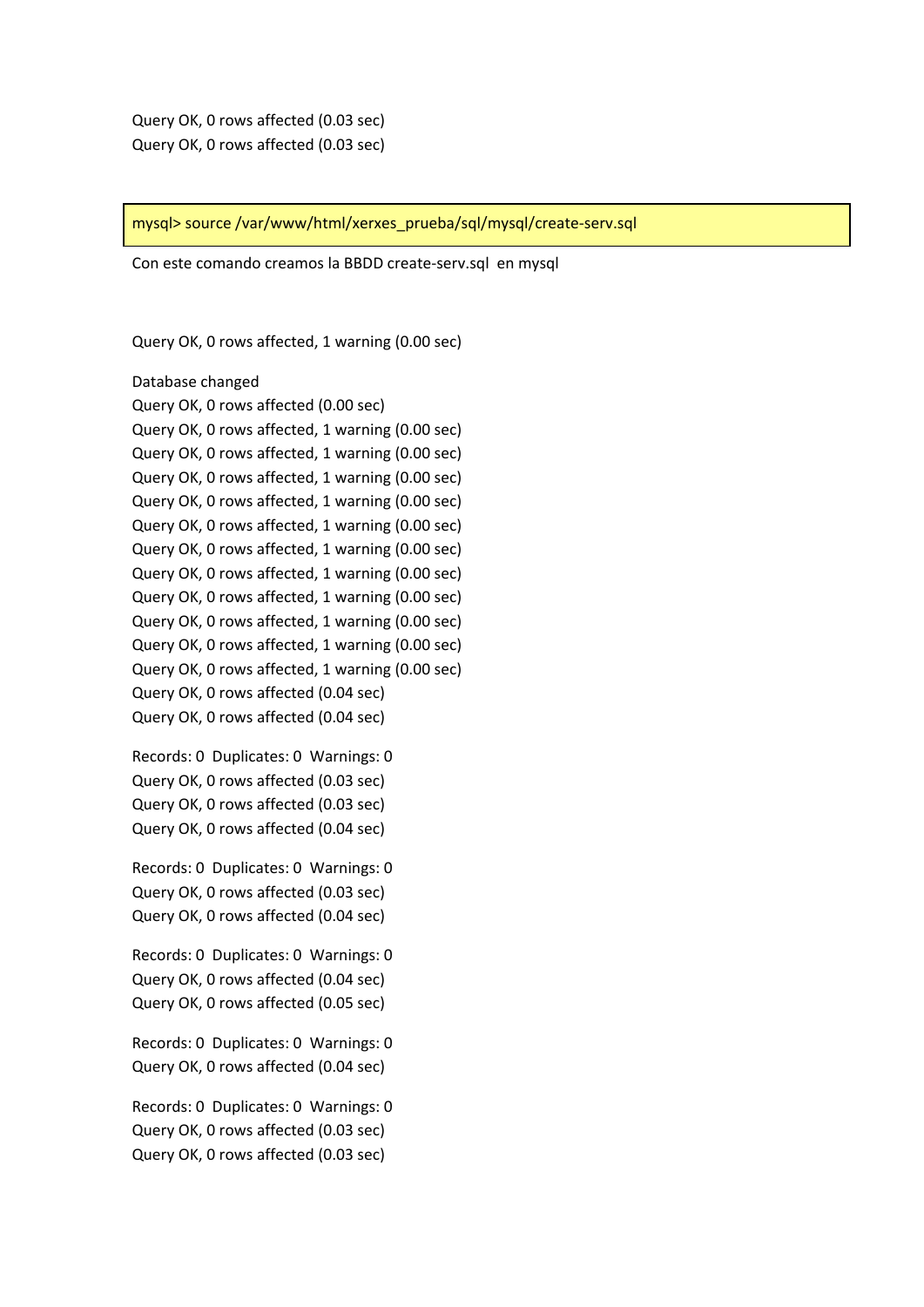```
Query OK, 0 rows affected (0.03 sec)
Query OK, 0 rows affected (0.03 sec)
```

```
mysql> source /var/www/html/xerxes_prueba/sql/mysql/create-serv.sql
```

Con este comando creamos la BBDD create-serv.sql en mysql

```
Query OK, 0 rows affected, 1 warning (0.00 sec)

Database changed
Query OK, 0 rows affected (0.00 sec)
Query OK, 0 rows affected, 1 warning (0.00 sec)
Query OK, 0 rows affected, 1 warning (0.00 sec)
Query OK, 0 rows affected, 1 warning (0.00 sec)
Query OK, 0 rows affected, 1 warning (0.00 sec)
Query OK, 0 rows affected, 1 warning (0.00 sec)
Query OK, 0 rows affected, 1 warning (0.00 sec)
Query OK, 0 rows affected, 1 warning (0.00 sec)
Query OK, 0 rows affected, 1 warning (0.00 sec)
Query OK, 0 rows affected, 1 warning (0.00 sec)
Query OK, 0 rows affected, 1 warning (0.00 sec)
Query OK, 0 rows affected, 1 warning (0.00 sec)
Query OK, 0 rows affected (0.04 sec)
Query OK, 0 rows affected (0.04 sec)

Records: 0  Duplicates: 0  Warnings: 0
Query OK, 0 rows affected (0.03 sec)
Query OK, 0 rows affected (0.03 sec)
Query OK, 0 rows affected (0.04 sec)

Records: 0  Duplicates: 0  Warnings: 0
Query OK, 0 rows affected (0.03 sec)
Query OK, 0 rows affected (0.04 sec)

Records: 0  Duplicates: 0  Warnings: 0
Query OK, 0 rows affected (0.04 sec)
Query OK, 0 rows affected (0.05 sec)

Records: 0  Duplicates: 0  Warnings: 0
Query OK, 0 rows affected (0.04 sec)

Records: 0  Duplicates: 0  Warnings: 0
Query OK, 0 rows affected (0.03 sec)
Query OK, 0 rows affected (0.03 sec)
```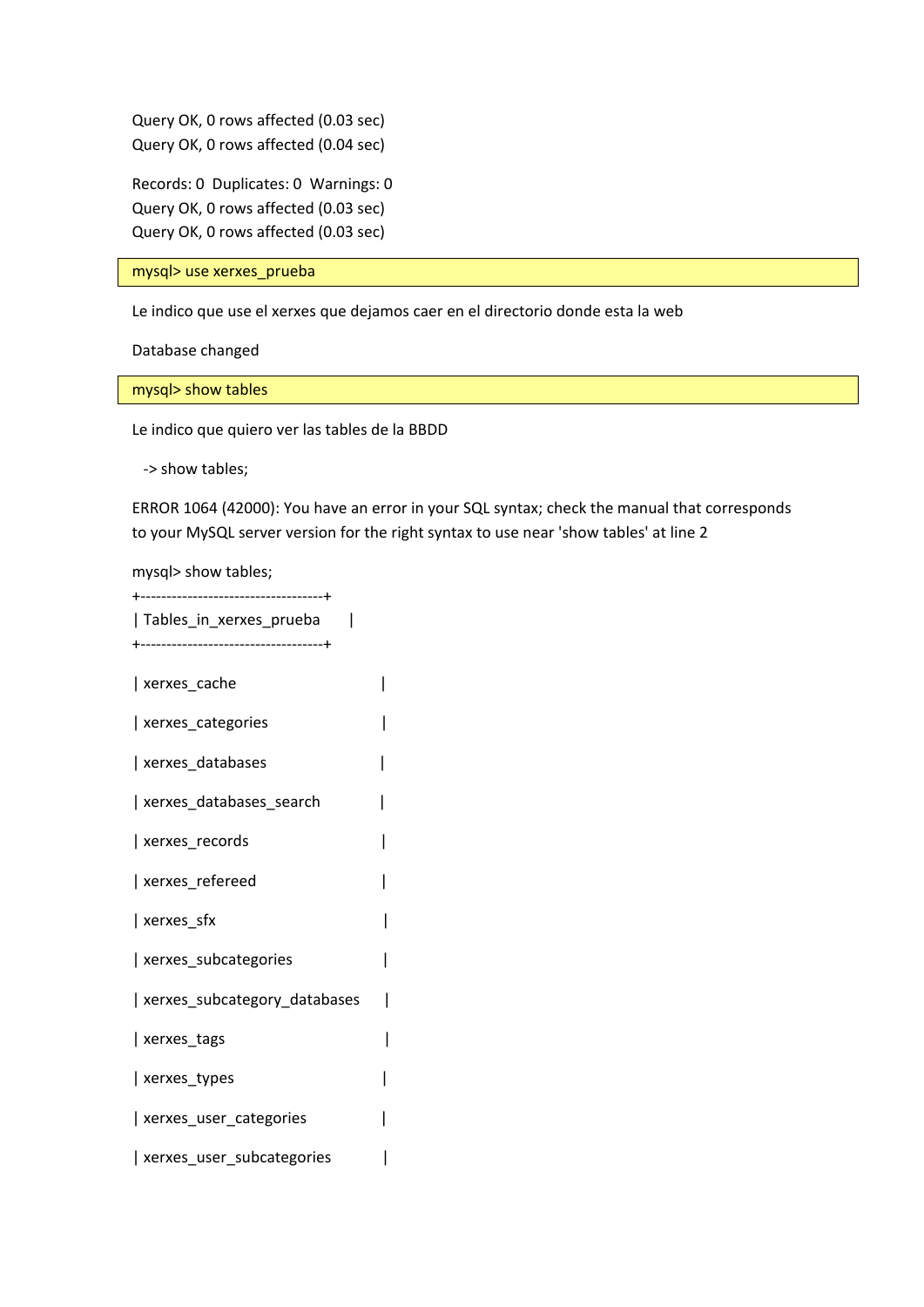Query OK, 0 rows affected (0.03 sec)
Query OK, 0 rows affected (0.04 sec)

Records: 0  Duplicates: 0  Warnings: 0
Query OK, 0 rows affected (0.03 sec)
Query OK, 0 rows affected (0.03 sec)

```
mysql> use xerxes_prueba
```

Le indico que use el xerxes que dejamos caer en el directorio donde esta la web

Database changed

```
mysql> show tables
```

Le indico que quiero ver las tables de la BBDD

```
  -> show tables;
```

ERROR 1064 (42000): You have an error in your SQL syntax; check the manual that corresponds to your MySQL server version for the right syntax to use near 'show tables' at line 2

```
mysql> show tables;
+-----------------------------------+
| Tables_in_xerxes_prueba           |
+-----------------------------------+
| xerxes_cache                      |
| xerxes_categories                 |
| xerxes_databases                  |
| xerxes_databases_search           |
| xerxes_records                    |
| xerxes_refereed                   |
| xerxes_sfx                        |
| xerxes_subcategories              |
| xerxes_subcategory_databases      |
| xerxes_tags                       |
| xerxes_types                      |
| xerxes_user_categories            |
| xerxes_user_subcategories         |
```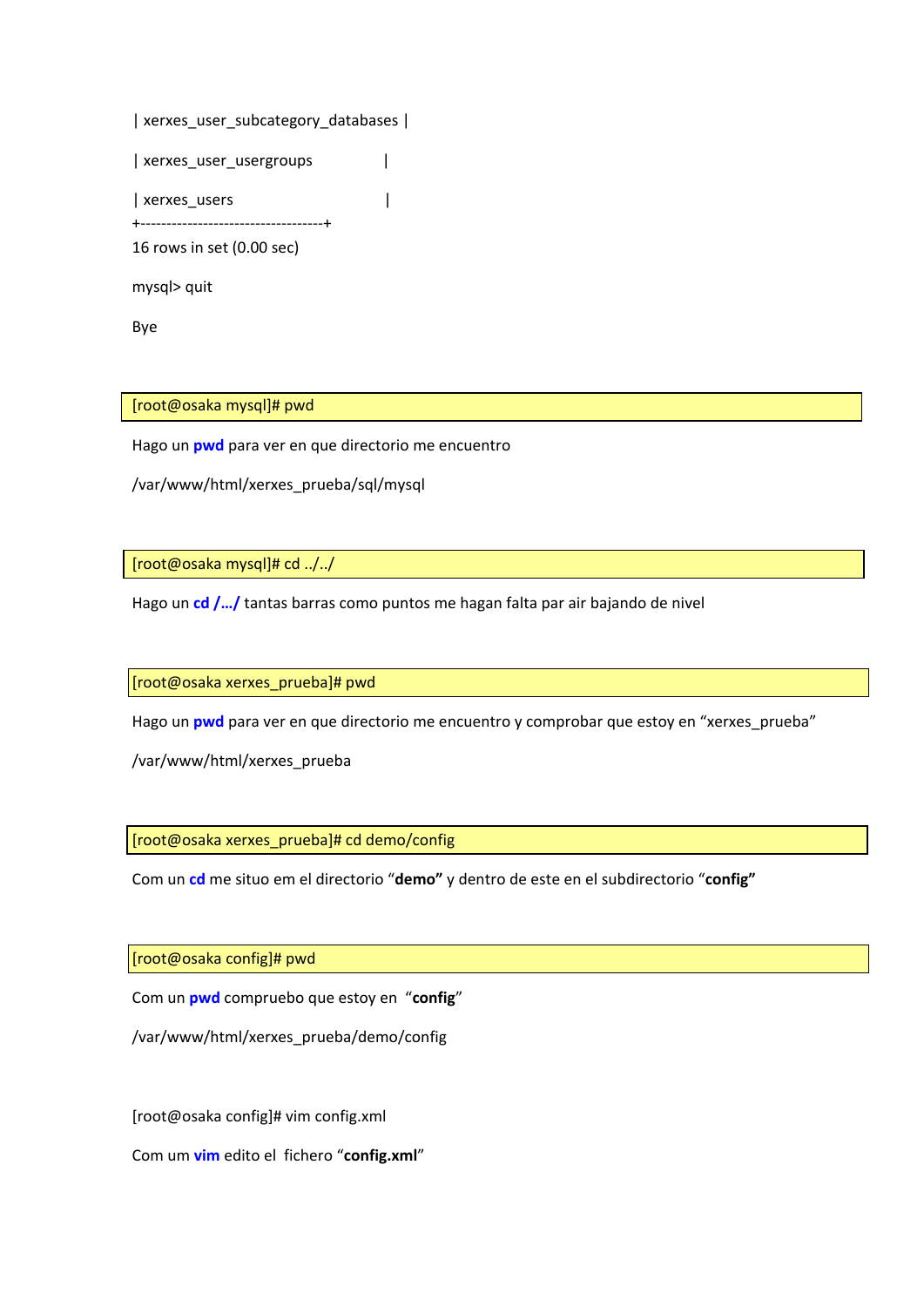```
| xerxes_user_subcategory_databases |
| xerxes_user_usergroups            |
| xerxes_users                      |
+-----------------------------------+
16 rows in set (0.00 sec)

mysql> quit

Bye
```

```
[root@osaka mysql]# pwd
```

Hago un **pwd** para ver en que directorio me encuentro

/var/www/html/xerxes_prueba/sql/mysql

```
[root@osaka mysql]# cd ../../
```

Hago un **cd /…/** tantas barras como puntos me hagan falta par air bajando de nivel

```
[root@osaka xerxes_prueba]# pwd
```

Hago un **pwd** para ver en que directorio me encuentro y comprobar que estoy en "xerxes_prueba"

/var/www/html/xerxes_prueba

```
[root@osaka xerxes_prueba]# cd demo/config
```

Com un **cd** me situo em el directorio "**demo"** y dentro de este en el subdirectorio "**config"**

```
[root@osaka config]# pwd
```

Com un **pwd** compruebo que estoy en "**config**"

/var/www/html/xerxes_prueba/demo/config

```
[root@osaka config]# vim config.xml
```

Com um **vim** edito el fichero "**config.xml**"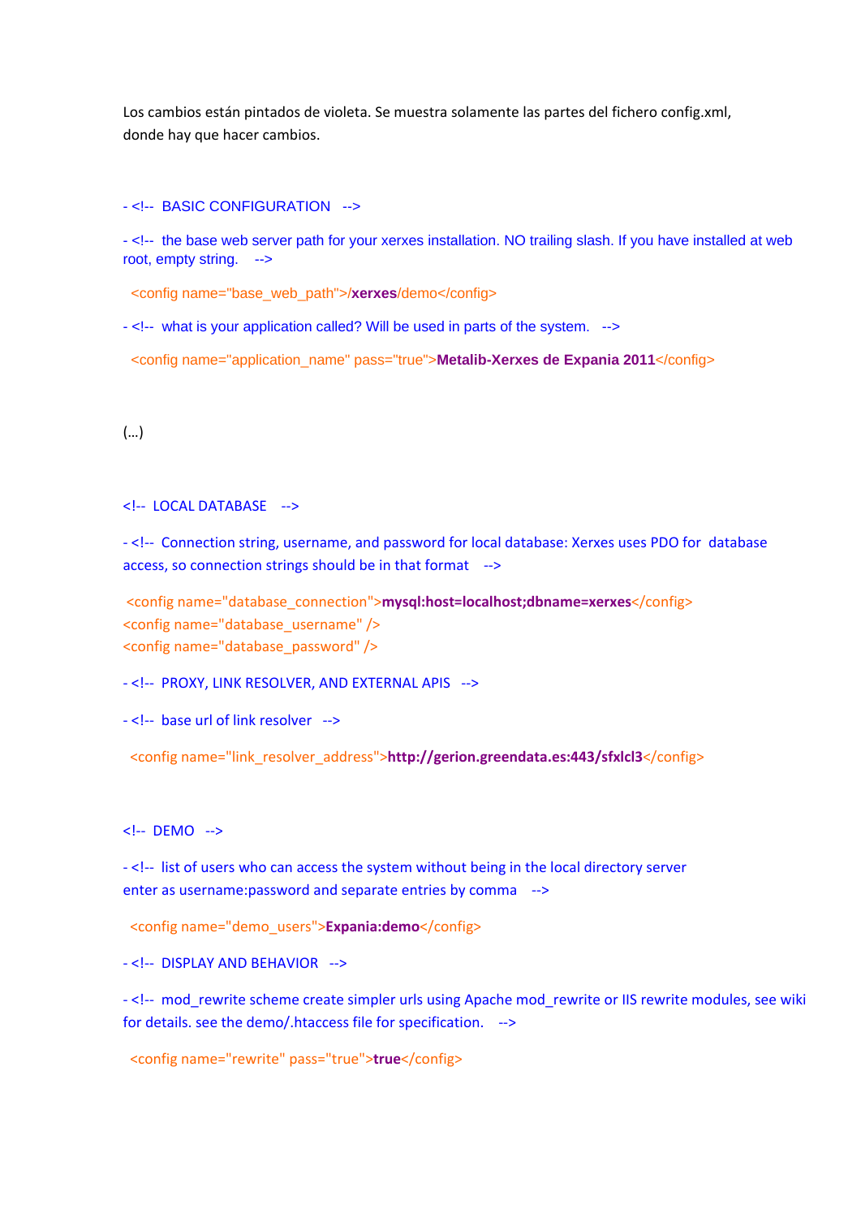Los cambios están pintados de violeta. Se muestra solamente las partes del fichero config.xml, donde hay que hacer cambios.

- <!-- BASIC CONFIGURATION -->

- <!-- the base web server path for your xerxes installation. NO trailing slash. If you have installed at web root, empty string. -->

<config name="base_web_path">/**xerxes**/demo</config>

- <!-- what is your application called? Will be used in parts of the system. -->

<config name="application_name" pass="true">**Metalib-Xerxes de Expania 2011**</config>

(...)

<!-- LOCAL DATABASE -->

- <!-- Connection string, username, and password for local database: Xerxes uses PDO for database access, so connection strings should be in that format -->

<config name="database_connection">**mysql:host=localhost;dbname=xerxes**</config>
<config name="database_username" />
<config name="database_password" />

- <!-- PROXY, LINK RESOLVER, AND EXTERNAL APIS -->

- <!-- base url of link resolver -->

<config name="link_resolver_address">**http://gerion.greendata.es:443/sfxlcl3**</config>

<!-- DEMO -->

- <!-- list of users who can access the system without being in the local directory server enter as username:password and separate entries by comma -->

<config name="demo_users">**Expania:demo**</config>

- <!-- DISPLAY AND BEHAVIOR -->

- <!-- mod_rewrite scheme create simpler urls using Apache mod_rewrite or IIS rewrite modules, see wiki for details. see the demo/.htaccess file for specification. -->

<config name="rewrite" pass="true">**true**</config>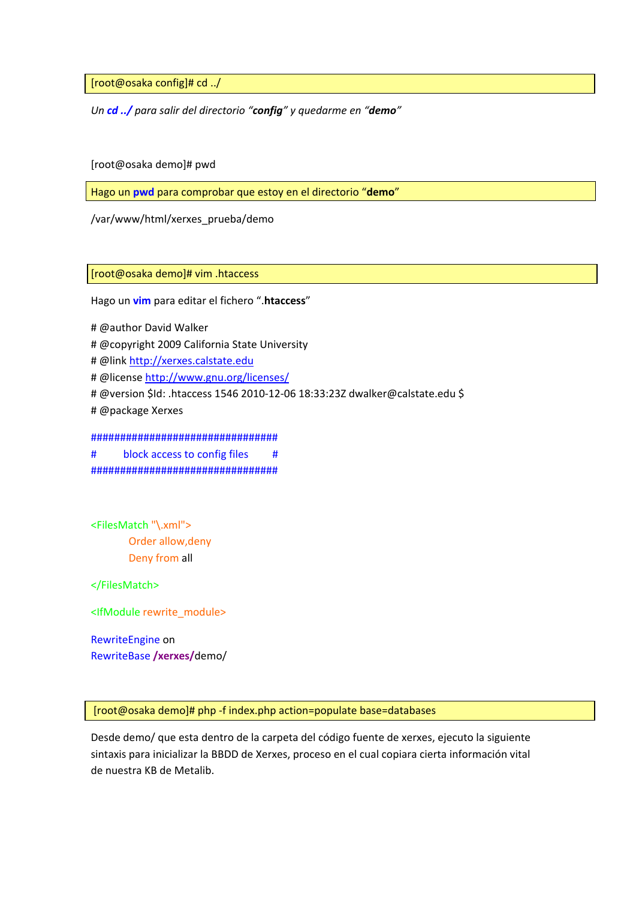```
[root@osaka config]# cd ../
```

*Un **cd ../** para salir del directorio “**config**” y quedarme en “**demo**”*

[root@osaka demo]# pwd

Hago un **pwd** para comprobar que estoy en el directorio “**demo**”

/var/www/html/xerxes_prueba/demo

```
[root@osaka demo]# vim .htaccess
```

Hago un **vim** para editar el fichero “**.htaccess**”

```
# @author David Walker
# @copyright 2009 California State University
# @link http://xerxes.calstate.edu
# @license http://www.gnu.org/licenses/
# @version $Id: .htaccess 1546 2010-12-06 18:33:23Z dwalker@calstate.edu $
# @package Xerxes

#################################
#       block access to config files       #
#################################

<FilesMatch "\.xml">
        Order allow,deny
        Deny from all
</FilesMatch>

<IfModule rewrite_module>

RewriteEngine on
RewriteBase /xerxes/demo/
```

```
[root@osaka demo]# php -f index.php action=populate base=databases
```

Desde demo/ que esta dentro de la carpeta del código fuente de xerxes, ejecuto la siguiente sintaxis para inicializar la BBDD de Xerxes, proceso en el cual copiara cierta información vital de nuestra KB de Metalib.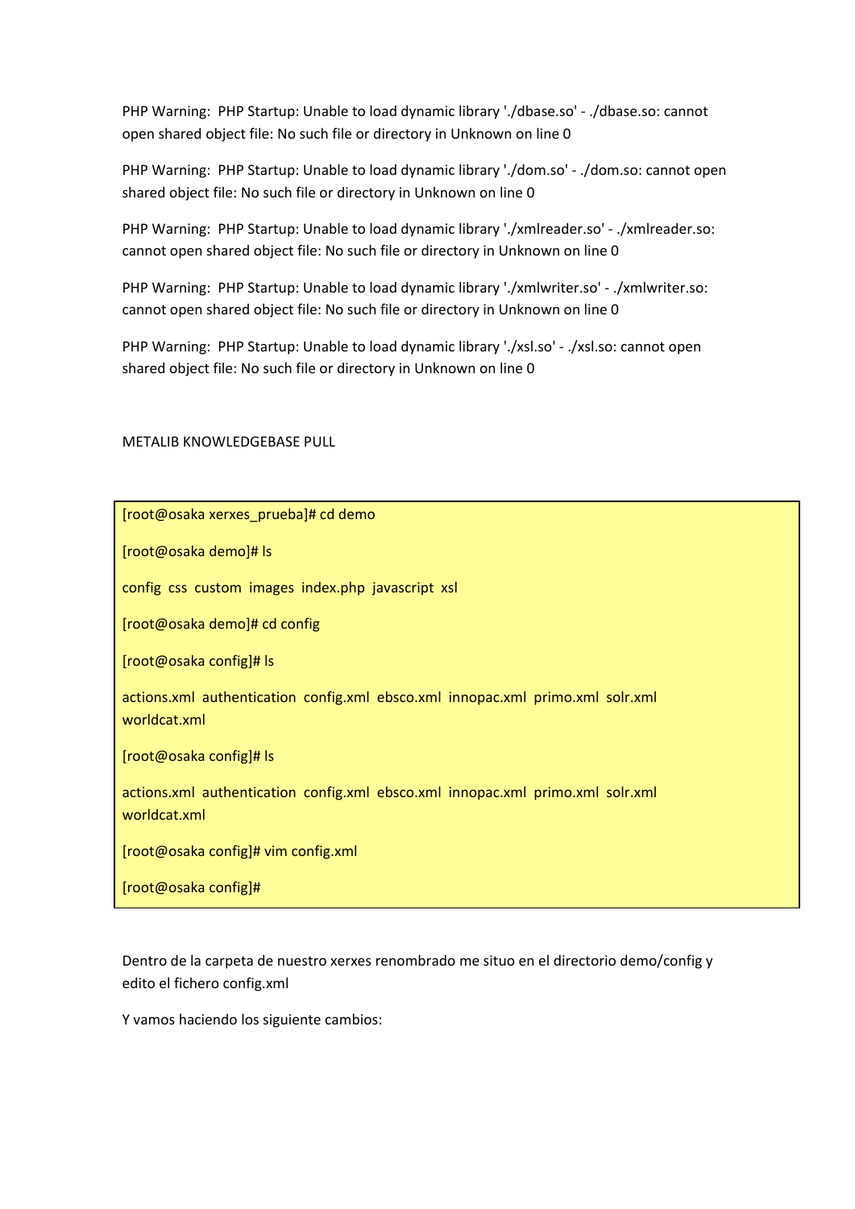PHP Warning:  PHP Startup: Unable to load dynamic library './dbase.so' - ./dbase.so: cannot open shared object file: No such file or directory in Unknown on line 0

PHP Warning:  PHP Startup: Unable to load dynamic library './dom.so' - ./dom.so: cannot open shared object file: No such file or directory in Unknown on line 0

PHP Warning:  PHP Startup: Unable to load dynamic library './xmlreader.so' - ./xmlreader.so: cannot open shared object file: No such file or directory in Unknown on line 0

PHP Warning:  PHP Startup: Unable to load dynamic library './xmlwriter.so' - ./xmlwriter.so: cannot open shared object file: No such file or directory in Unknown on line 0

PHP Warning:  PHP Startup: Unable to load dynamic library './xsl.so' - ./xsl.so: cannot open shared object file: No such file or directory in Unknown on line 0

METALIB KNOWLEDGEBASE PULL

```
[root@osaka xerxes_prueba]# cd demo

[root@osaka demo]# ls

config  css  custom  images  index.php  javascript  xsl

[root@osaka demo]# cd config

[root@osaka config]# ls

actions.xml  authentication  config.xml  ebsco.xml  innopac.xml  primo.xml  solr.xml  worldcat.xml

[root@osaka config]# ls

actions.xml  authentication  config.xml  ebsco.xml  innopac.xml  primo.xml  solr.xml  worldcat.xml

[root@osaka config]# vim config.xml

[root@osaka config]#
```

Dentro de la carpeta de nuestro xerxes renombrado me situo en el directorio demo/config y edito el fichero config.xml

Y vamos haciendo los siguiente cambios: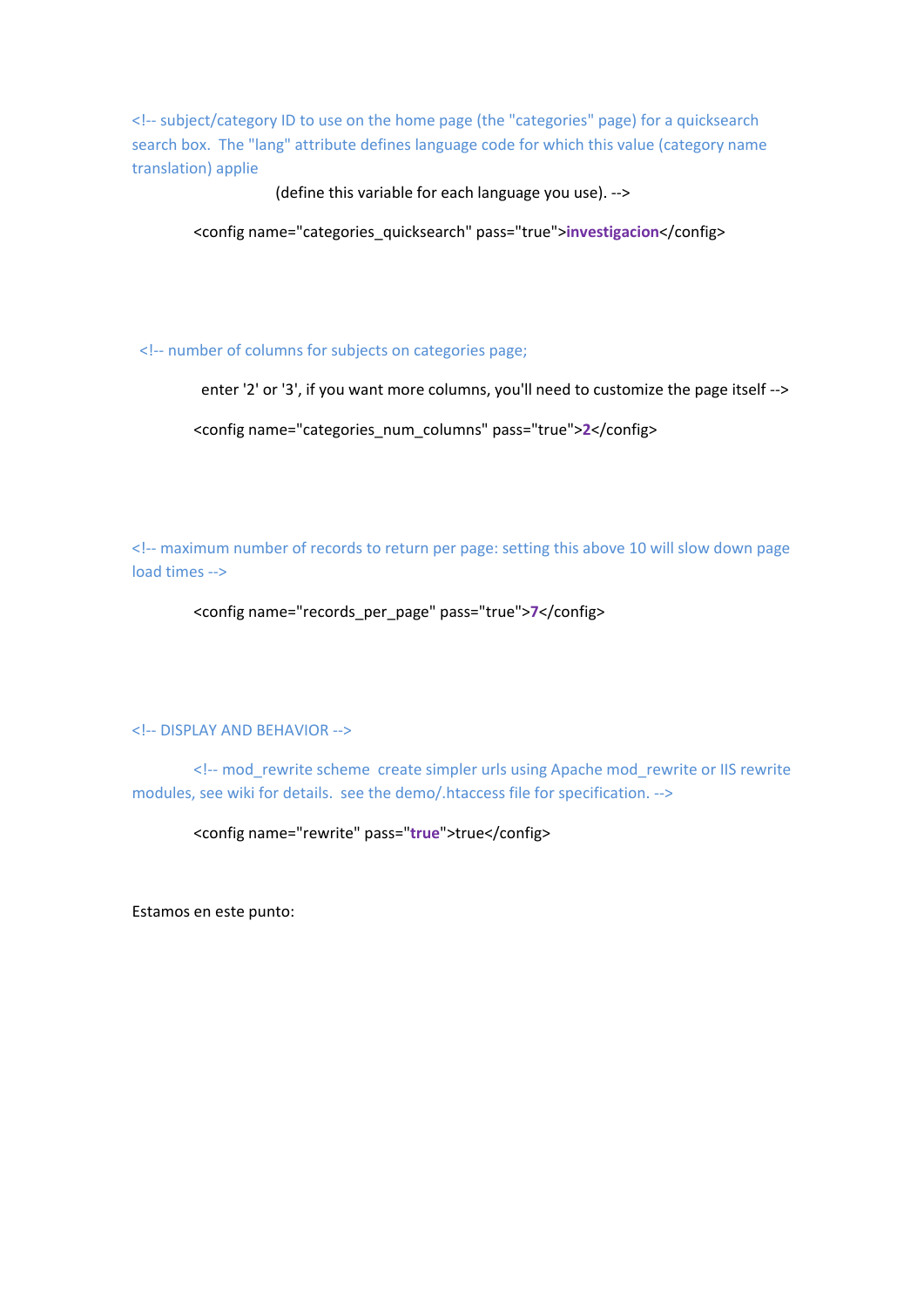<!-- subject/category ID to use on the home page (the "categories" page) for a quicksearch search box.  The "lang" attribute defines language code for which this value (category name translation) applie

(define this variable for each language you use). -->

<config name="categories_quicksearch" pass="true">**investigacion**</config>

<!-- number of columns for subjects on categories page;

enter '2' or '3', if you want more columns, you'll need to customize the page itself -->

<config name="categories_num_columns" pass="true">**2**</config>

<!-- maximum number of records to return per page: setting this above 10 will slow down page load times -->

<config name="records_per_page" pass="true">**7**</config>

<!-- DISPLAY AND BEHAVIOR -->

<!-- mod_rewrite scheme  create simpler urls using Apache mod_rewrite or IIS rewrite modules, see wiki for details.  see the demo/.htaccess file for specification. -->

<config name="rewrite" pass="**true**">true</config>

Estamos en este punto: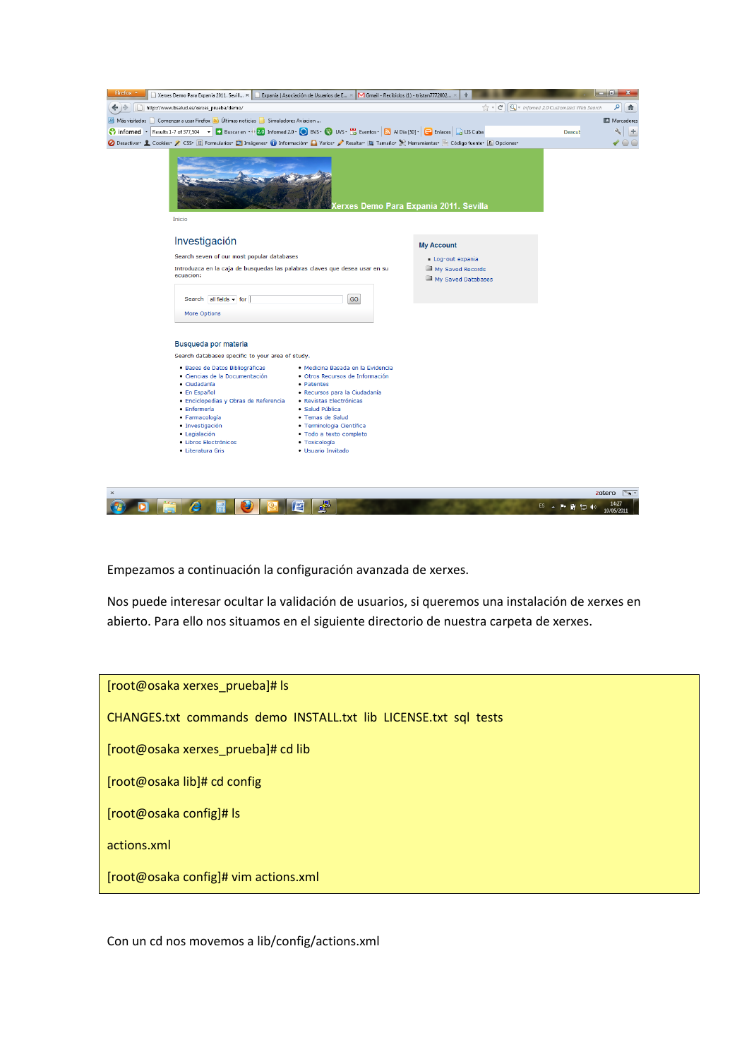Empezamos a continuación la configuración avanzada de xerxes.

Nos puede interesar ocultar la validación de usuarios, si queremos una instalación de xerxes en abierto. Para ello nos situamos en el siguiente directorio de nuestra carpeta de xerxes.

```
[root@osaka xerxes_prueba]# ls

CHANGES.txt  commands  demo  INSTALL.txt  lib  LICENSE.txt  sql  tests

[root@osaka xerxes_prueba]# cd lib

[root@osaka lib]# cd config

[root@osaka config]# ls

actions.xml

[root@osaka config]# vim actions.xml
```

Con un cd nos movemos a lib/config/actions.xml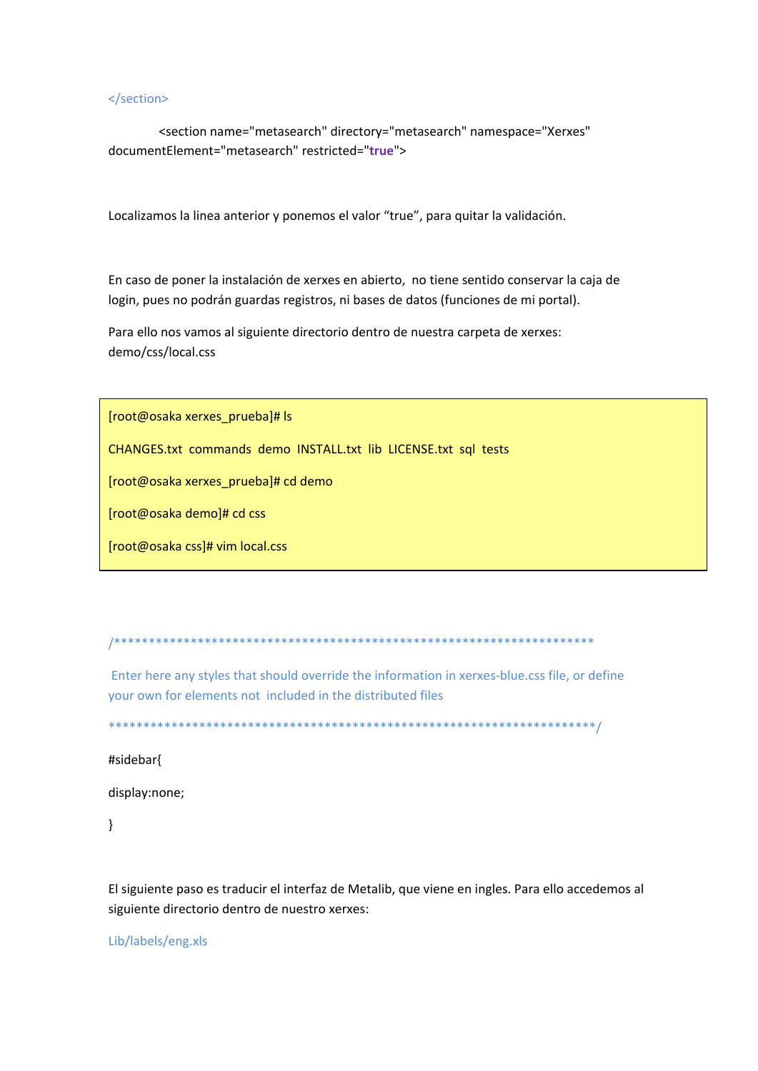```
</section>

        <section name="metasearch" directory="metasearch" namespace="Xerxes"
documentElement="metasearch" restricted="true">
```

Localizamos la linea anterior y ponemos el valor "true", para quitar la validación.

En caso de poner la instalación de xerxes en abierto, no tiene sentido conservar la caja de login, pues no podrán guardas registros, ni bases de datos (funciones de mi portal).

Para ello nos vamos al siguiente directorio dentro de nuestra carpeta de xerxes: demo/css/local.css

```
[root@osaka xerxes_prueba]# ls
CHANGES.txt  commands  demo  INSTALL.txt  lib  LICENSE.txt  sql  tests
[root@osaka xerxes_prueba]# cd demo
[root@osaka demo]# cd css
[root@osaka css]# vim local.css
```

```
/**********************************************************************

 Enter here any styles that should override the information in xerxes-blue.css file, or define
your own for elements not  included in the distributed files

**********************************************************************/

#sidebar{
display:none;
}
```

El siguiente paso es traducir el interfaz de Metalib, que viene en ingles. Para ello accedemos al siguiente directorio dentro de nuestro xerxes:

Lib/labels/eng.xls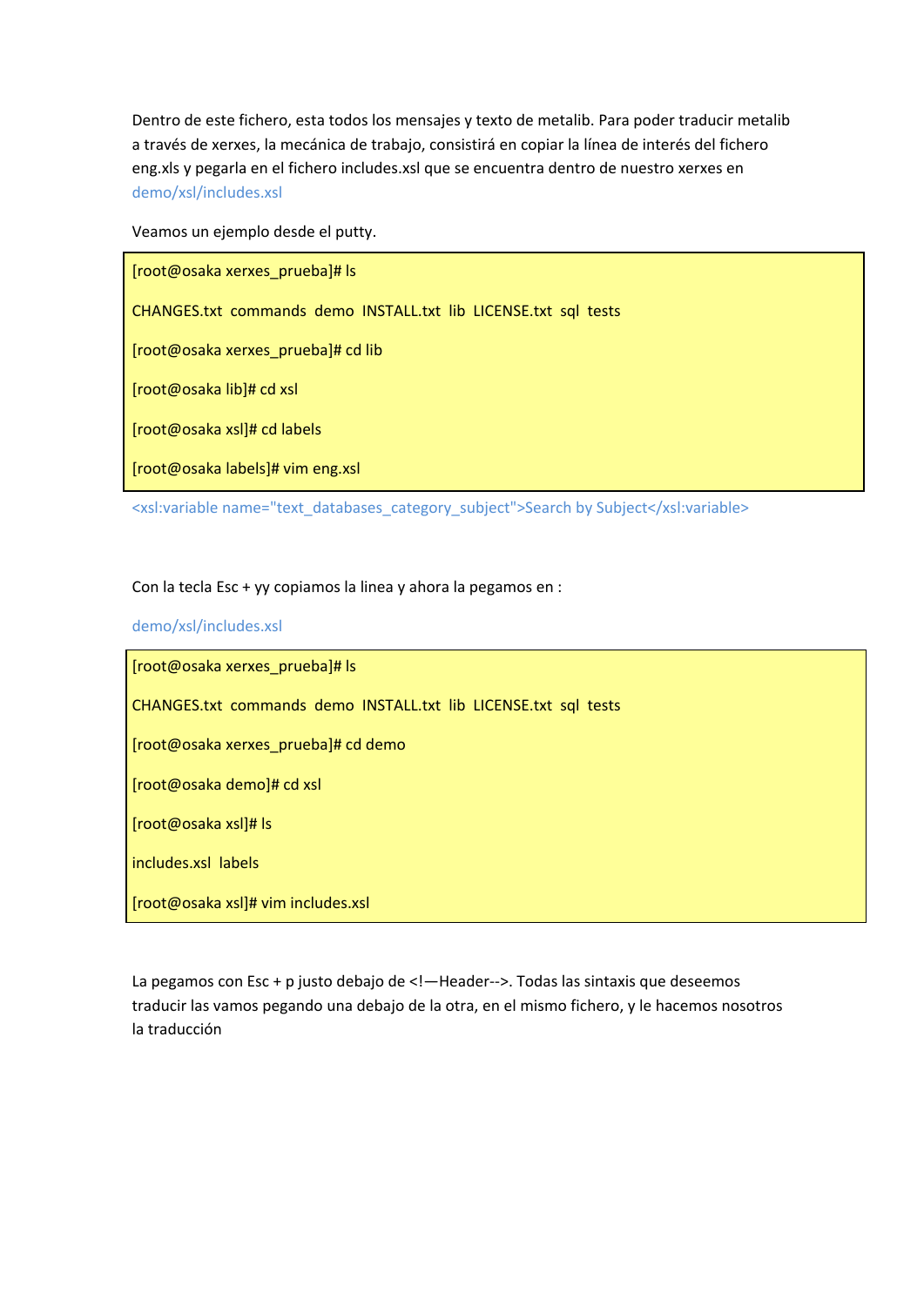Dentro de este fichero, esta todos los mensajes y texto de metalib. Para poder traducir metalib a través de xerxes, la mecánica de trabajo, consistirá en copiar la línea de interés del fichero eng.xls y pegarla en el fichero includes.xsl que se encuentra dentro de nuestro xerxes en demo/xsl/includes.xsl

Veamos un ejemplo desde el putty.

```
[root@osaka xerxes_prueba]# ls

CHANGES.txt  commands  demo  INSTALL.txt  lib  LICENSE.txt  sql  tests

[root@osaka xerxes_prueba]# cd lib

[root@osaka lib]# cd xsl

[root@osaka xsl]# cd labels

[root@osaka labels]# vim eng.xsl
```

<xsl:variable name="text_databases_category_subject">Search by Subject</xsl:variable>

Con la tecla Esc + yy copiamos la linea y ahora la pegamos en :

demo/xsl/includes.xsl

```
[root@osaka xerxes_prueba]# ls

CHANGES.txt  commands  demo  INSTALL.txt  lib  LICENSE.txt  sql  tests

[root@osaka xerxes_prueba]# cd demo

[root@osaka demo]# cd xsl

[root@osaka xsl]# ls

includes.xsl  labels

[root@osaka xsl]# vim includes.xsl
```

La pegamos con Esc + p justo debajo de <!—Header-->. Todas las sintaxis que deseemos traducir las vamos pegando una debajo de la otra, en el mismo fichero, y le hacemos nosotros la traducción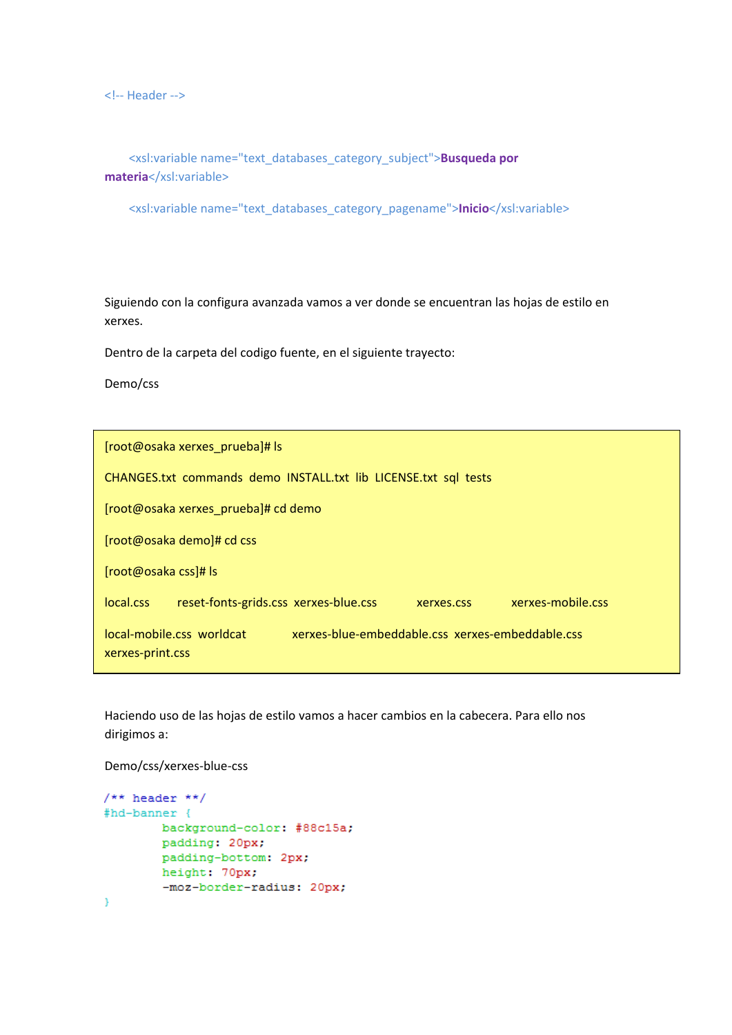<!-- Header -->

```
<xsl:variable name="text_databases_category_subject">Busqueda por materia</xsl:variable>

<xsl:variable name="text_databases_category_pagename">Inicio</xsl:variable>
```

Siguiendo con la configura avanzada vamos a ver donde se encuentran las hojas de estilo en xerxes.

Dentro de la carpeta del codigo fuente, en el siguiente trayecto:

Demo/css

```
[root@osaka xerxes_prueba]# ls

CHANGES.txt  commands  demo  INSTALL.txt  lib  LICENSE.txt  sql  tests

[root@osaka xerxes_prueba]# cd demo

[root@osaka demo]# cd css

[root@osaka css]# ls

local.css        reset-fonts-grids.css  xerxes-blue.css          xerxes.css          xerxes-mobile.css

local-mobile.css  worldcat           xerxes-blue-embeddable.css  xerxes-embeddable.css  xerxes-print.css
```

Haciendo uso de las hojas de estilo vamos a hacer cambios en la cabecera. Para ello nos dirigimos a:

Demo/css/xerxes-blue-css

```css
/** header **/
#hd-banner {
        background-color: #88c15a;
        padding: 20px;
        padding-bottom: 2px;
        height: 70px;
        -moz-border-radius: 20px;
}
```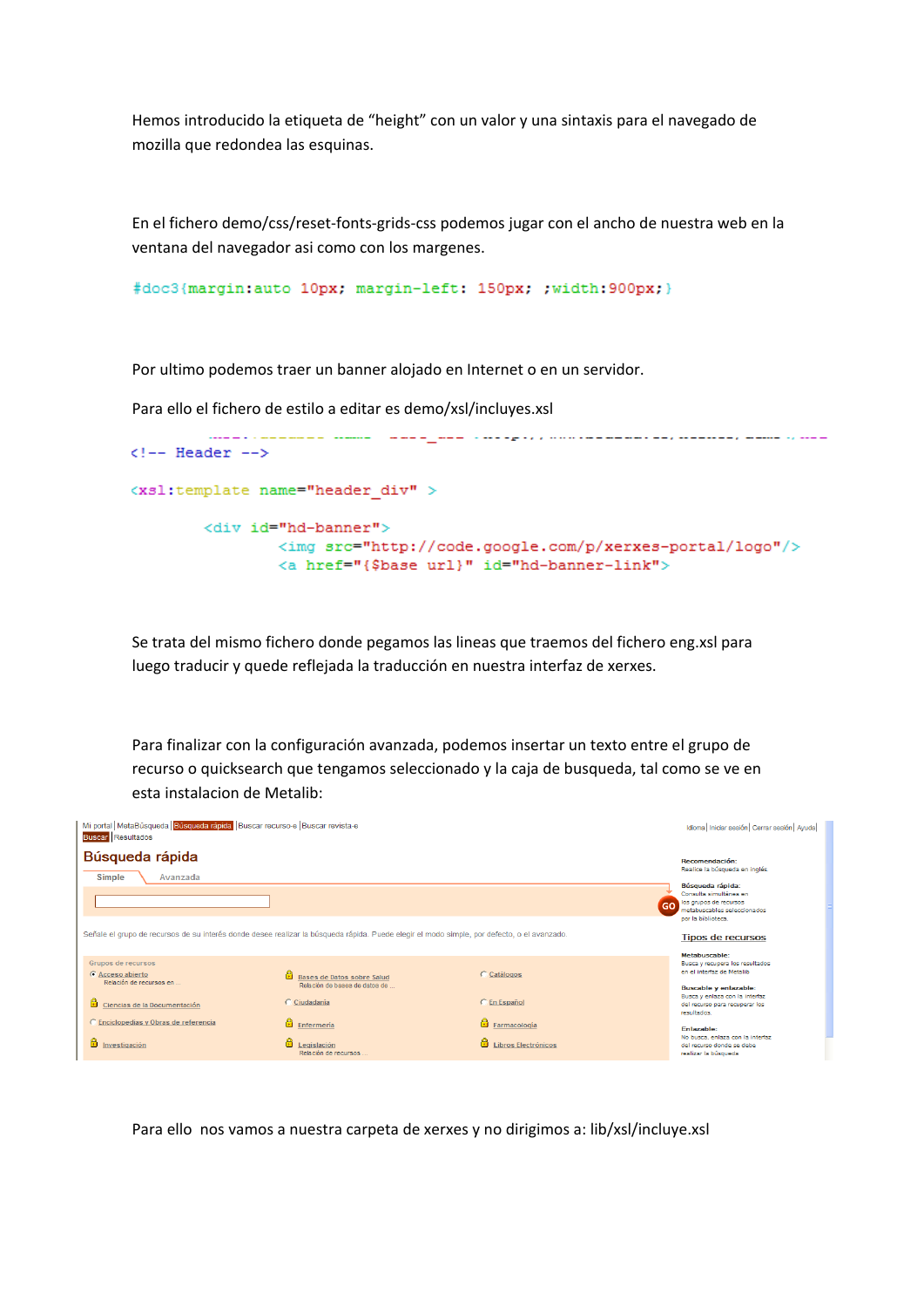Hemos introducido la etiqueta de "height" con un valor y una sintaxis para el navegado de mozilla que redondea las esquinas.

En el fichero demo/css/reset-fonts-grids-css podemos jugar con el ancho de nuestra web en la ventana del navegador asi como con los margenes.

```
#doc3{margin:auto 10px; margin-left: 150px; ;width:900px;}
```

Por ultimo podemos traer un banner alojado en Internet o en un servidor.

Para ello el fichero de estilo a editar es demo/xsl/incluyes.xsl

```
<!-- Header -->

<xsl:template name="header_div" >

        <div id="hd-banner">
                <img src="http://code.google.com/p/xerxes-portal/logo"/>
                <a href="{$base_url}" id="hd-banner-link">
```

Se trata del mismo fichero donde pegamos las lineas que traemos del fichero eng.xsl para luego traducir y quede reflejada la traducción en nuestra interfaz de xerxes.

Para finalizar con la configuración avanzada, podemos insertar un texto entre el grupo de recurso o quicksearch que tengamos seleccionado y la caja de busqueda, tal como se ve en esta instalacion de Metalib:

Para ello nos vamos a nuestra carpeta de xerxes y no dirigimos a: lib/xsl/incluye.xsl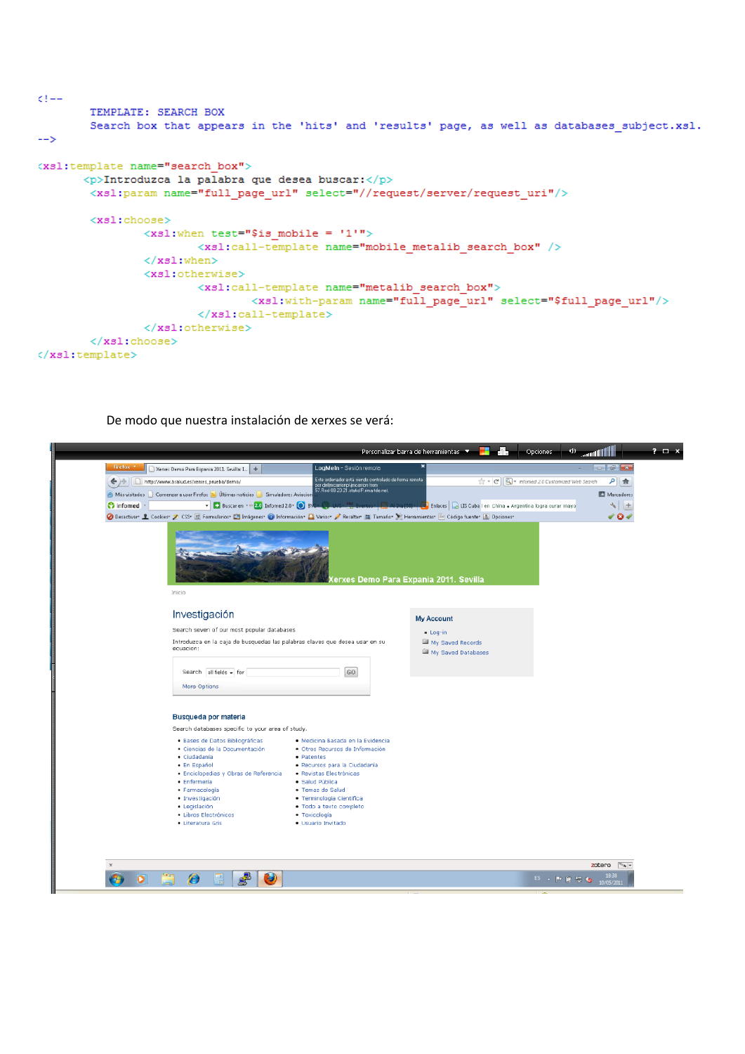```xml
<!--
        TEMPLATE: SEARCH BOX
        Search box that appears in the 'hits' and 'results' page, as well as databases_subject.xsl.
-->

<xsl:template name="search_box">
        <p>Introduzca la palabra que desea buscar:</p>
        <xsl:param name="full_page_url" select="//request/server/request_uri"/>

        <xsl:choose>
                <xsl:when test="$is_mobile = '1'">
                        <xsl:call-template name="mobile_metalib_search_box" />
                </xsl:when>
                <xsl:otherwise>
                        <xsl:call-template name="metalib_search_box">
                                <xsl:with-param name="full_page_url" select="$full_page_url"/>
                        </xsl:call-template>
                </xsl:otherwise>
        </xsl:choose>
</xsl:template>
```

De modo que nuestra instalación de xerxes se verá: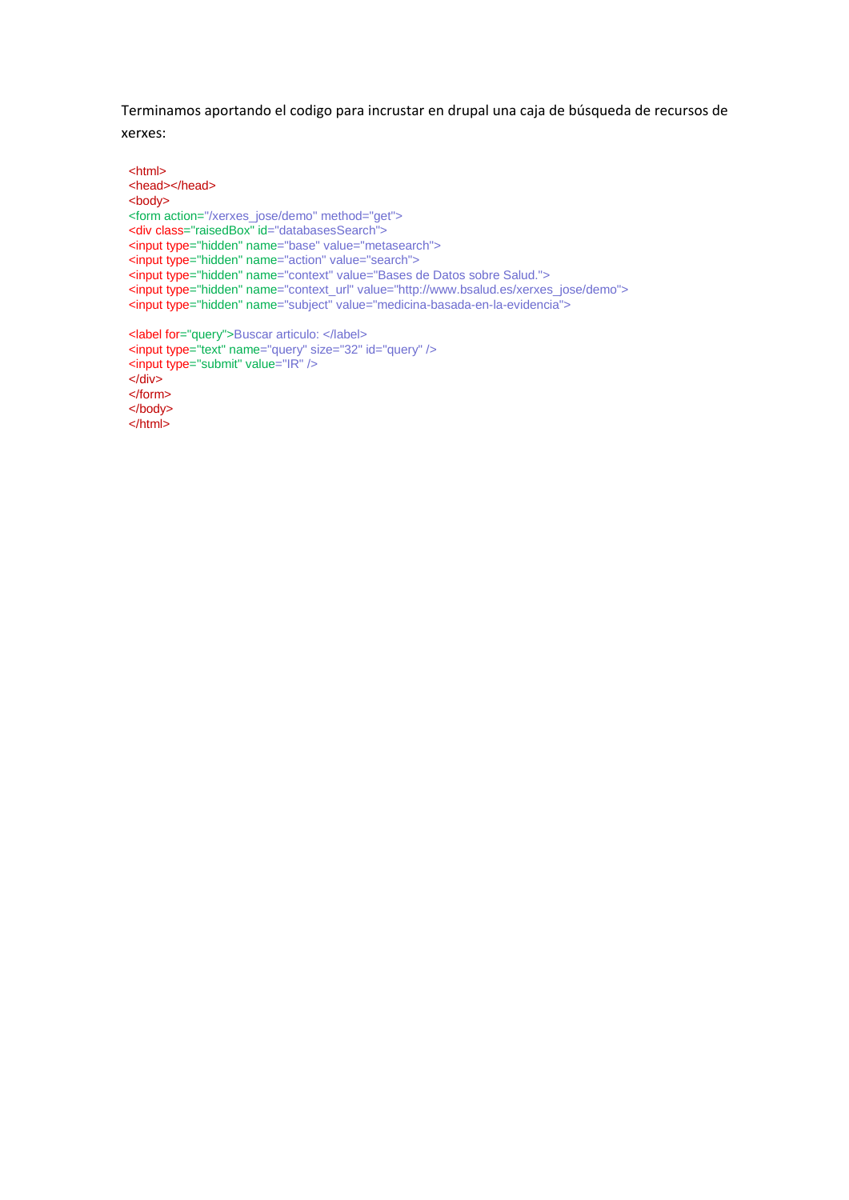Terminamos aportando el codigo para incrustar en drupal una caja de búsqueda de recursos de xerxes:

```
<html>
<head></head>
<body>
<form action="/xerxes_jose/demo" method="get">
<div class="raisedBox" id="databasesSearch">
<input type="hidden" name="base" value="metasearch">
<input type="hidden" name="action" value="search">
<input type="hidden" name="context" value="Bases de Datos sobre Salud.">
<input type="hidden" name="context_url" value="http://www.bsalud.es/xerxes_jose/demo">
<input type="hidden" name="subject" value="medicina-basada-en-la-evidencia">

<label for="query">Buscar articulo: </label>
<input type="text" name="query" size="32" id="query" />
<input type="submit" value="IR" />
</div>
</form>
</body>
</html>
```